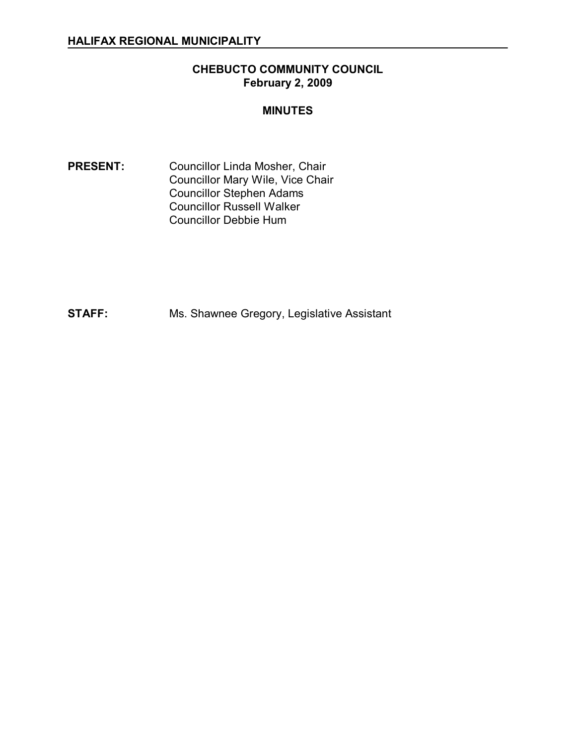**HALIFAX REGIONAL MUNICIPALITY**

# CHEBUCTO COMMUNITY COUNCIL
## February 2, 2009

## MINUTES

**PRESENT:** Councillor Linda Mosher, Chair
Councillor Mary Wile, Vice Chair
Councillor Stephen Adams
Councillor Russell Walker
Councillor Debbie Hum

**STAFF:** Ms. Shawnee Gregory, Legislative Assistant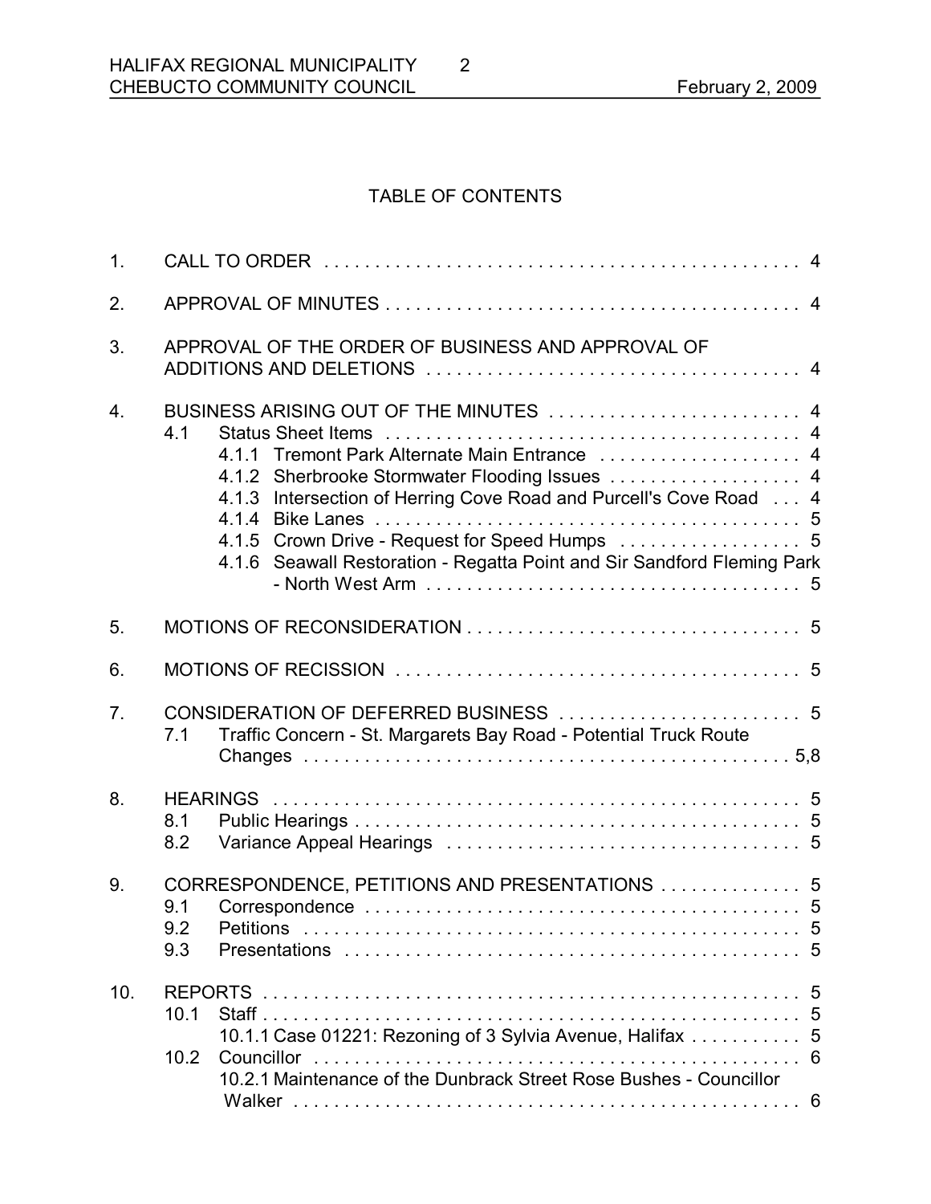# TABLE OF CONTENTS

1. CALL TO ORDER . . . . . . . . . . . . . . . . . . . . . . . . . . . . . . . . . . . . . . . . . . . . . . . 4

2. APPROVAL OF MINUTES . . . . . . . . . . . . . . . . . . . . . . . . . . . . . . . . . . . . . . . . . 4

3. APPROVAL OF THE ORDER OF BUSINESS AND APPROVAL OF ADDITIONS AND DELETIONS . . . . . . . . . . . . . . . . . . . . . . . . . . . . . . . . . . . . . 4

4. BUSINESS ARISING OUT OF THE MINUTES . . . . . . . . . . . . . . . . . . . . . . . . . 4
   - 4.1 Status Sheet Items . . . . . . . . . . . . . . . . . . . . . . . . . . . . . . . . . . . . . . . . . 4
     - 4.1.1 Tremont Park Alternate Main Entrance . . . . . . . . . . . . . . . . . . . . 4
     - 4.1.2 Sherbrooke Stormwater Flooding Issues . . . . . . . . . . . . . . . . . . 4
     - 4.1.3 Intersection of Herring Cove Road and Purcell's Cove Road . . . 4
     - 4.1.4 Bike Lanes . . . . . . . . . . . . . . . . . . . . . . . . . . . . . . . . . . . . . . . . . 5
     - 4.1.5 Crown Drive - Request for Speed Humps . . . . . . . . . . . . . . . . . . 5
     - 4.1.6 Seawall Restoration - Regatta Point and Sir Sandford Fleming Park - North West Arm . . . . . . . . . . . . . . . . . . . . . . . . . . . . . . . . . . . . 5

5. MOTIONS OF RECONSIDERATION . . . . . . . . . . . . . . . . . . . . . . . . . . . . . . . . 5

6. MOTIONS OF RECISSION . . . . . . . . . . . . . . . . . . . . . . . . . . . . . . . . . . . . . . . . 5

7. CONSIDERATION OF DEFERRED BUSINESS . . . . . . . . . . . . . . . . . . . . . . . . 5
   - 7.1 Traffic Concern - St. Margarets Bay Road - Potential Truck Route Changes . . . . . . . . . . . . . . . . . . . . . . . . . . . . . . . . . . . . . . . . . . . . . . . 5,8

8. HEARINGS . . . . . . . . . . . . . . . . . . . . . . . . . . . . . . . . . . . . . . . . . . . . . . . . . . . . 5
   - 8.1 Public Hearings . . . . . . . . . . . . . . . . . . . . . . . . . . . . . . . . . . . . . . . . . . . . 5
   - 8.2 Variance Appeal Hearings . . . . . . . . . . . . . . . . . . . . . . . . . . . . . . . . . . . 5

9. CORRESPONDENCE, PETITIONS AND PRESENTATIONS . . . . . . . . . . . . . . 5
   - 9.1 Correspondence . . . . . . . . . . . . . . . . . . . . . . . . . . . . . . . . . . . . . . . . . . . 5
   - 9.2 Petitions . . . . . . . . . . . . . . . . . . . . . . . . . . . . . . . . . . . . . . . . . . . . . . . . 5
   - 9.3 Presentations . . . . . . . . . . . . . . . . . . . . . . . . . . . . . . . . . . . . . . . . . . . . . 5

10. REPORTS . . . . . . . . . . . . . . . . . . . . . . . . . . . . . . . . . . . . . . . . . . . . . . . . . . . . 5
    - 10.1 Staff . . . . . . . . . . . . . . . . . . . . . . . . . . . . . . . . . . . . . . . . . . . . . . . . . . . . 5
      - 10.1.1 Case 01221: Rezoning of 3 Sylvia Avenue, Halifax . . . . . . . . . . . 5
    - 10.2 Councillor . . . . . . . . . . . . . . . . . . . . . . . . . . . . . . . . . . . . . . . . . . . . . . . 6
      - 10.2.1 Maintenance of the Dunbrack Street Rose Bushes - Councillor Walker . . . . . . . . . . . . . . . . . . . . . . . . . . . . . . . . . . . . . . . . . . . . . . . . 6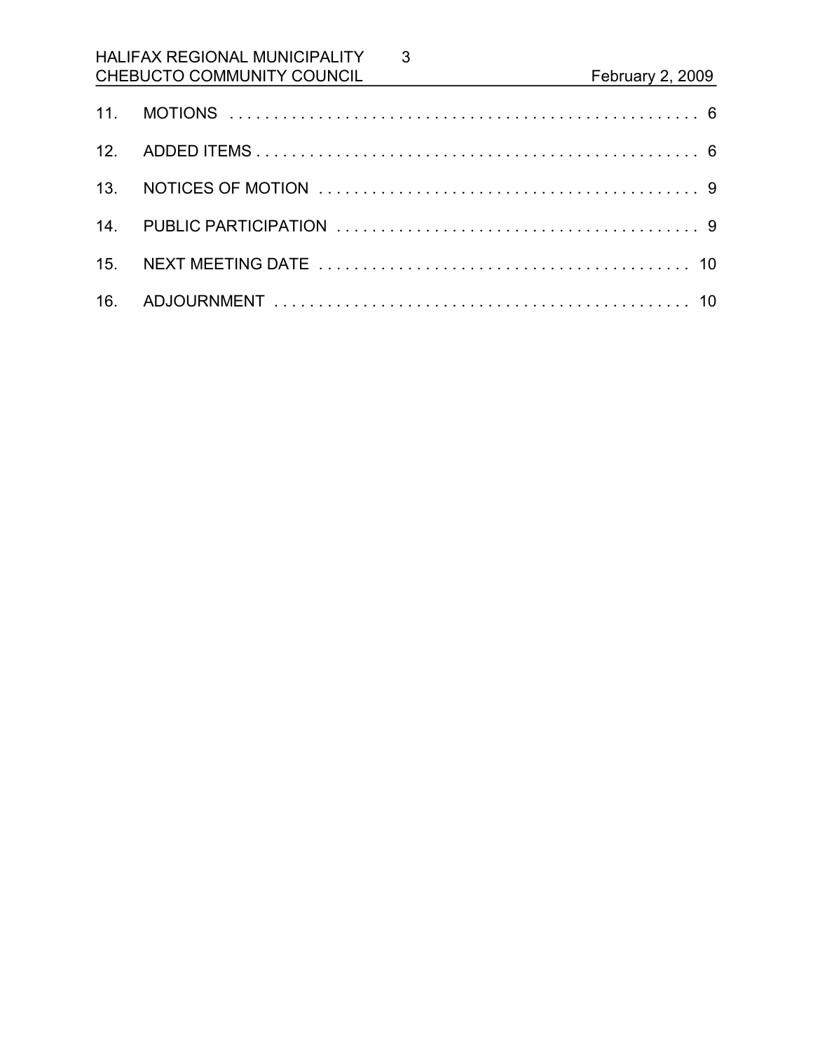11. MOTIONS . . . . . . . . . . . . . . . . . . . . . . . . . . . . . . . . . . . . . . . . . . . . . . . . . . . . 6
12. ADDED ITEMS . . . . . . . . . . . . . . . . . . . . . . . . . . . . . . . . . . . . . . . . . . . . . . . . . . 6
13. NOTICES OF MOTION . . . . . . . . . . . . . . . . . . . . . . . . . . . . . . . . . . . . . . . . . . . 9
14. PUBLIC PARTICIPATION . . . . . . . . . . . . . . . . . . . . . . . . . . . . . . . . . . . . . . . . 9
15. NEXT MEETING DATE . . . . . . . . . . . . . . . . . . . . . . . . . . . . . . . . . . . . . . . . . 10
16. ADJOURNMENT . . . . . . . . . . . . . . . . . . . . . . . . . . . . . . . . . . . . . . . . . . . . . . 10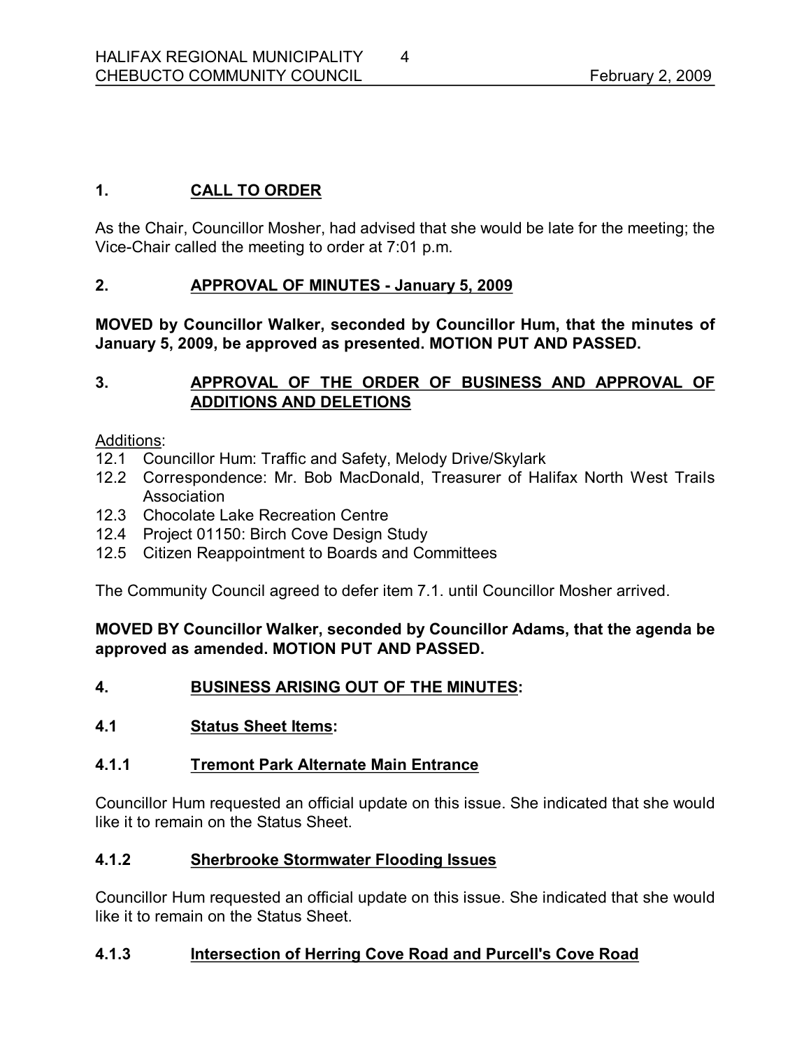## 1. CALL TO ORDER

As the Chair, Councillor Mosher, had advised that she would be late for the meeting; the Vice-Chair called the meeting to order at 7:01 p.m.

## 2. APPROVAL OF MINUTES - January 5, 2009

**MOVED by Councillor Walker, seconded by Councillor Hum, that the minutes of January 5, 2009, be approved as presented. MOTION PUT AND PASSED.**

## 3. APPROVAL OF THE ORDER OF BUSINESS AND APPROVAL OF ADDITIONS AND DELETIONS

Additions:

12.1 Councillor Hum: Traffic and Safety, Melody Drive/Skylark
12.2 Correspondence: Mr. Bob MacDonald, Treasurer of Halifax North West Trails Association
12.3 Chocolate Lake Recreation Centre
12.4 Project 01150: Birch Cove Design Study
12.5 Citizen Reappointment to Boards and Committees

The Community Council agreed to defer item 7.1. until Councillor Mosher arrived.

**MOVED BY Councillor Walker, seconded by Councillor Adams, that the agenda be approved as amended. MOTION PUT AND PASSED.**

## 4. BUSINESS ARISING OUT OF THE MINUTES:

### 4.1 Status Sheet Items:

### 4.1.1 Tremont Park Alternate Main Entrance

Councillor Hum requested an official update on this issue. She indicated that she would like it to remain on the Status Sheet.

### 4.1.2 Sherbrooke Stormwater Flooding Issues

Councillor Hum requested an official update on this issue. She indicated that she would like it to remain on the Status Sheet.

### 4.1.3 Intersection of Herring Cove Road and Purcell's Cove Road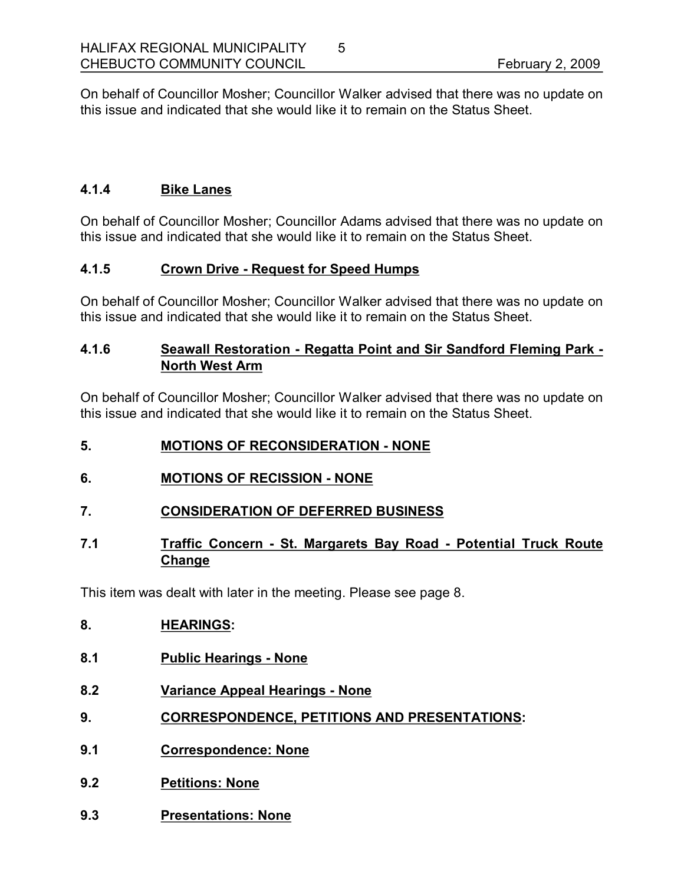On behalf of Councillor Mosher; Councillor Walker advised that there was no update on this issue and indicated that she would like it to remain on the Status Sheet.

### 4.1.4 Bike Lanes

On behalf of Councillor Mosher; Councillor Adams advised that there was no update on this issue and indicated that she would like it to remain on the Status Sheet.

### 4.1.5 Crown Drive - Request for Speed Humps

On behalf of Councillor Mosher; Councillor Walker advised that there was no update on this issue and indicated that she would like it to remain on the Status Sheet.

### 4.1.6 Seawall Restoration - Regatta Point and Sir Sandford Fleming Park - North West Arm

On behalf of Councillor Mosher; Councillor Walker advised that there was no update on this issue and indicated that she would like it to remain on the Status Sheet.

## 5. MOTIONS OF RECONSIDERATION - NONE

## 6. MOTIONS OF RECISSION - NONE

## 7. CONSIDERATION OF DEFERRED BUSINESS

### 7.1 Traffic Concern - St. Margarets Bay Road - Potential Truck Route Change

This item was dealt with later in the meeting. Please see page 8.

## 8. HEARINGS:

### 8.1 Public Hearings - None

### 8.2 Variance Appeal Hearings - None

## 9. CORRESPONDENCE, PETITIONS AND PRESENTATIONS:

### 9.1 Correspondence: None

### 9.2 Petitions: None

### 9.3 Presentations: None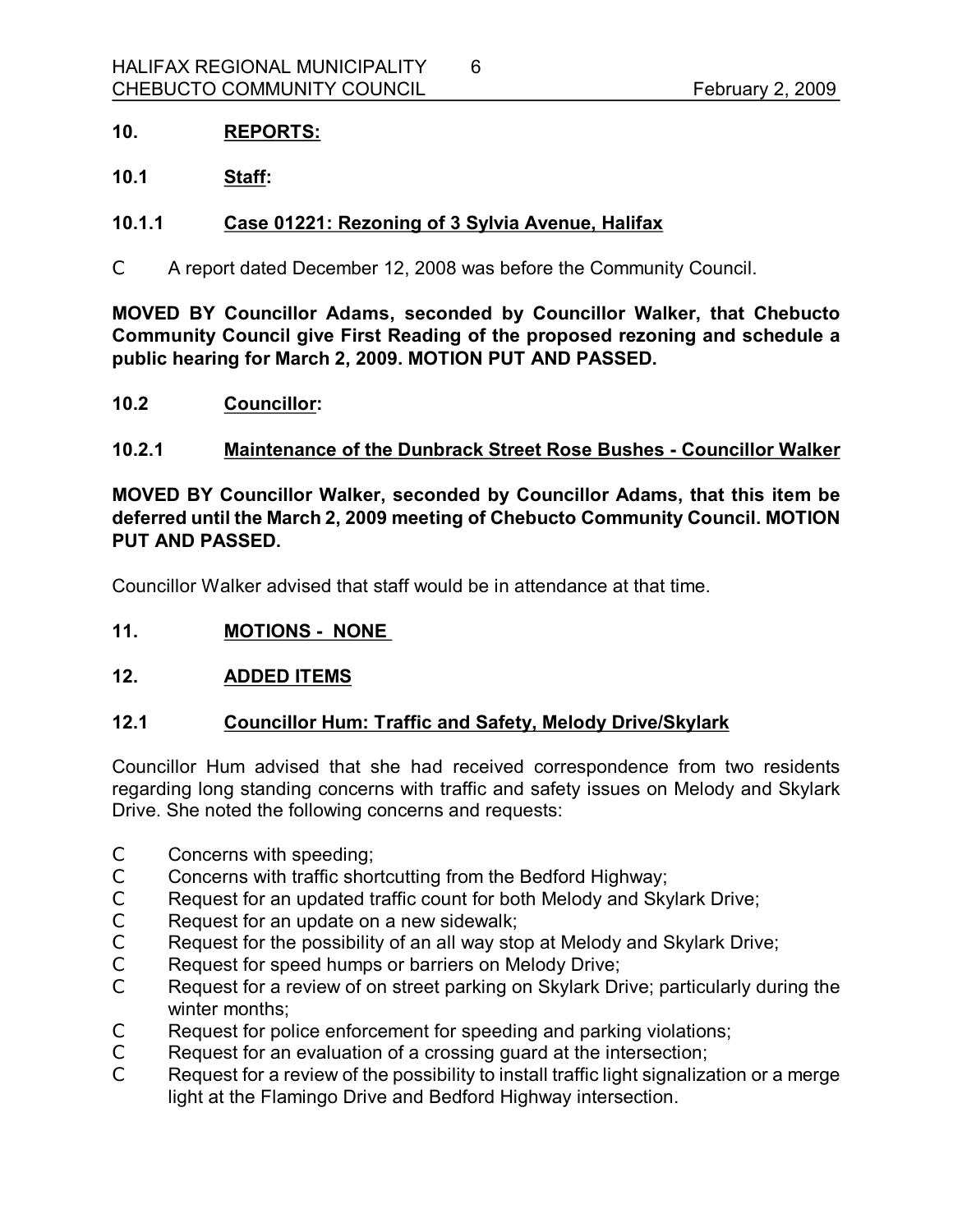## 10. REPORTS:

### 10.1 Staff:

#### 10.1.1 Case 01221: Rezoning of 3 Sylvia Avenue, Halifax

- A report dated December 12, 2008 was before the Community Council.

**MOVED BY Councillor Adams, seconded by Councillor Walker, that Chebucto Community Council give First Reading of the proposed rezoning and schedule a public hearing for March 2, 2009. MOTION PUT AND PASSED.**

### 10.2 Councillor:

#### 10.2.1 Maintenance of the Dunbrack Street Rose Bushes - Councillor Walker

**MOVED BY Councillor Walker, seconded by Councillor Adams, that this item be deferred until the March 2, 2009 meeting of Chebucto Community Council. MOTION PUT AND PASSED.**

Councillor Walker advised that staff would be in attendance at that time.

## 11. MOTIONS - NONE

## 12. ADDED ITEMS

### 12.1 Councillor Hum: Traffic and Safety, Melody Drive/Skylark

Councillor Hum advised that she had received correspondence from two residents regarding long standing concerns with traffic and safety issues on Melody and Skylark Drive. She noted the following concerns and requests:

- Concerns with speeding;
- Concerns with traffic shortcutting from the Bedford Highway;
- Request for an updated traffic count for both Melody and Skylark Drive;
- Request for an update on a new sidewalk;
- Request for the possibility of an all way stop at Melody and Skylark Drive;
- Request for speed humps or barriers on Melody Drive;
- Request for a review of on street parking on Skylark Drive; particularly during the winter months;
- Request for police enforcement for speeding and parking violations;
- Request for an evaluation of a crossing guard at the intersection;
- Request for a review of the possibility to install traffic light signalization or a merge light at the Flamingo Drive and Bedford Highway intersection.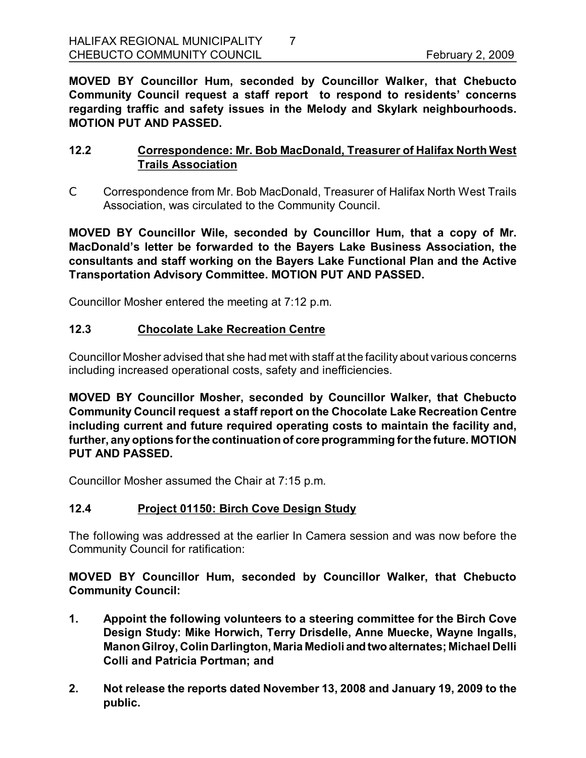**MOVED BY Councillor Hum, seconded by Councillor Walker, that Chebucto Community Council request a staff report to respond to residents' concerns regarding traffic and safety issues in the Melody and Skylark neighbourhoods. MOTION PUT AND PASSED.**

### 12.2 Correspondence: Mr. Bob MacDonald, Treasurer of Halifax North West Trails Association

- Correspondence from Mr. Bob MacDonald, Treasurer of Halifax North West Trails Association, was circulated to the Community Council.

**MOVED BY Councillor Wile, seconded by Councillor Hum, that a copy of Mr. MacDonald's letter be forwarded to the Bayers Lake Business Association, the consultants and staff working on the Bayers Lake Functional Plan and the Active Transportation Advisory Committee. MOTION PUT AND PASSED.**

Councillor Mosher entered the meeting at 7:12 p.m.

### 12.3 Chocolate Lake Recreation Centre

Councillor Mosher advised that she had met with staff at the facility about various concerns including increased operational costs, safety and inefficiencies.

**MOVED BY Councillor Mosher, seconded by Councillor Walker, that Chebucto Community Council request a staff report on the Chocolate Lake Recreation Centre including current and future required operating costs to maintain the facility and, further, any options for the continuation of core programming for the future. MOTION PUT AND PASSED.**

Councillor Mosher assumed the Chair at 7:15 p.m.

### 12.4 Project 01150: Birch Cove Design Study

The following was addressed at the earlier In Camera session and was now before the Community Council for ratification:

**MOVED BY Councillor Hum, seconded by Councillor Walker, that Chebucto Community Council:**

1. **Appoint the following volunteers to a steering committee for the Birch Cove Design Study: Mike Horwich, Terry Drisdelle, Anne Muecke, Wayne Ingalls, Manon Gilroy, Colin Darlington, Maria Medioli and two alternates; Michael Delli Colli and Patricia Portman; and**
2. **Not release the reports dated November 13, 2008 and January 19, 2009 to the public.**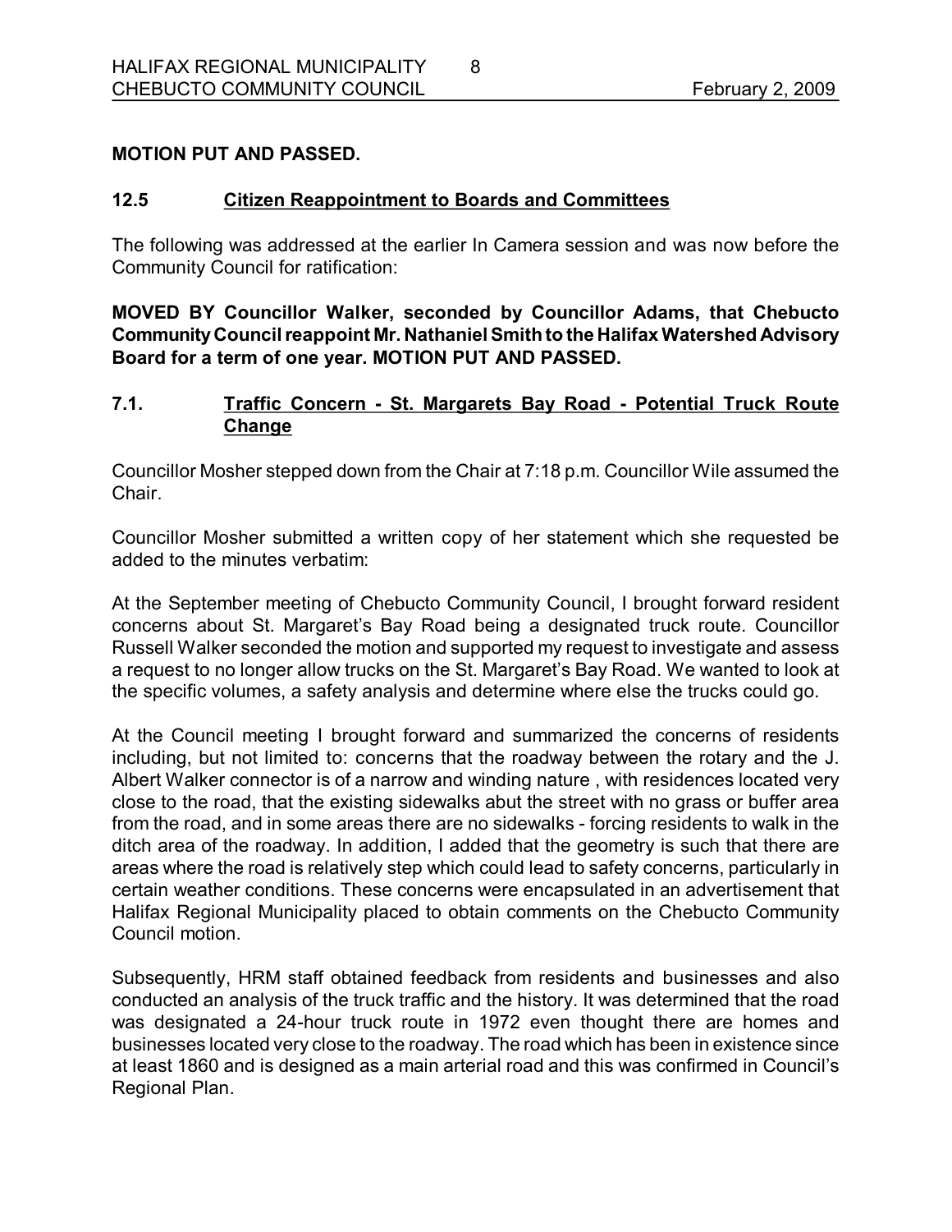**MOTION PUT AND PASSED.**

## 12.5 Citizen Reappointment to Boards and Committees

The following was addressed at the earlier In Camera session and was now before the Community Council for ratification:

**MOVED BY Councillor Walker, seconded by Councillor Adams, that Chebucto Community Council reappoint Mr. Nathaniel Smith to the Halifax Watershed Advisory Board for a term of one year. MOTION PUT AND PASSED.**

## 7.1. Traffic Concern - St. Margarets Bay Road - Potential Truck Route Change

Councillor Mosher stepped down from the Chair at 7:18 p.m. Councillor Wile assumed the Chair.

Councillor Mosher submitted a written copy of her statement which she requested be added to the minutes verbatim:

At the September meeting of Chebucto Community Council, I brought forward resident concerns about St. Margaret's Bay Road being a designated truck route. Councillor Russell Walker seconded the motion and supported my request to investigate and assess a request to no longer allow trucks on the St. Margaret's Bay Road. We wanted to look at the specific volumes, a safety analysis and determine where else the trucks could go.

At the Council meeting I brought forward and summarized the concerns of residents including, but not limited to: concerns that the roadway between the rotary and the J. Albert Walker connector is of a narrow and winding nature , with residences located very close to the road, that the existing sidewalks abut the street with no grass or buffer area from the road, and in some areas there are no sidewalks - forcing residents to walk in the ditch area of the roadway. In addition, I added that the geometry is such that there are areas where the road is relatively step which could lead to safety concerns, particularly in certain weather conditions. These concerns were encapsulated in an advertisement that Halifax Regional Municipality placed to obtain comments on the Chebucto Community Council motion.

Subsequently, HRM staff obtained feedback from residents and businesses and also conducted an analysis of the truck traffic and the history. It was determined that the road was designated a 24-hour truck route in 1972 even thought there are homes and businesses located very close to the roadway. The road which has been in existence since at least 1860 and is designed as a main arterial road and this was confirmed in Council's Regional Plan.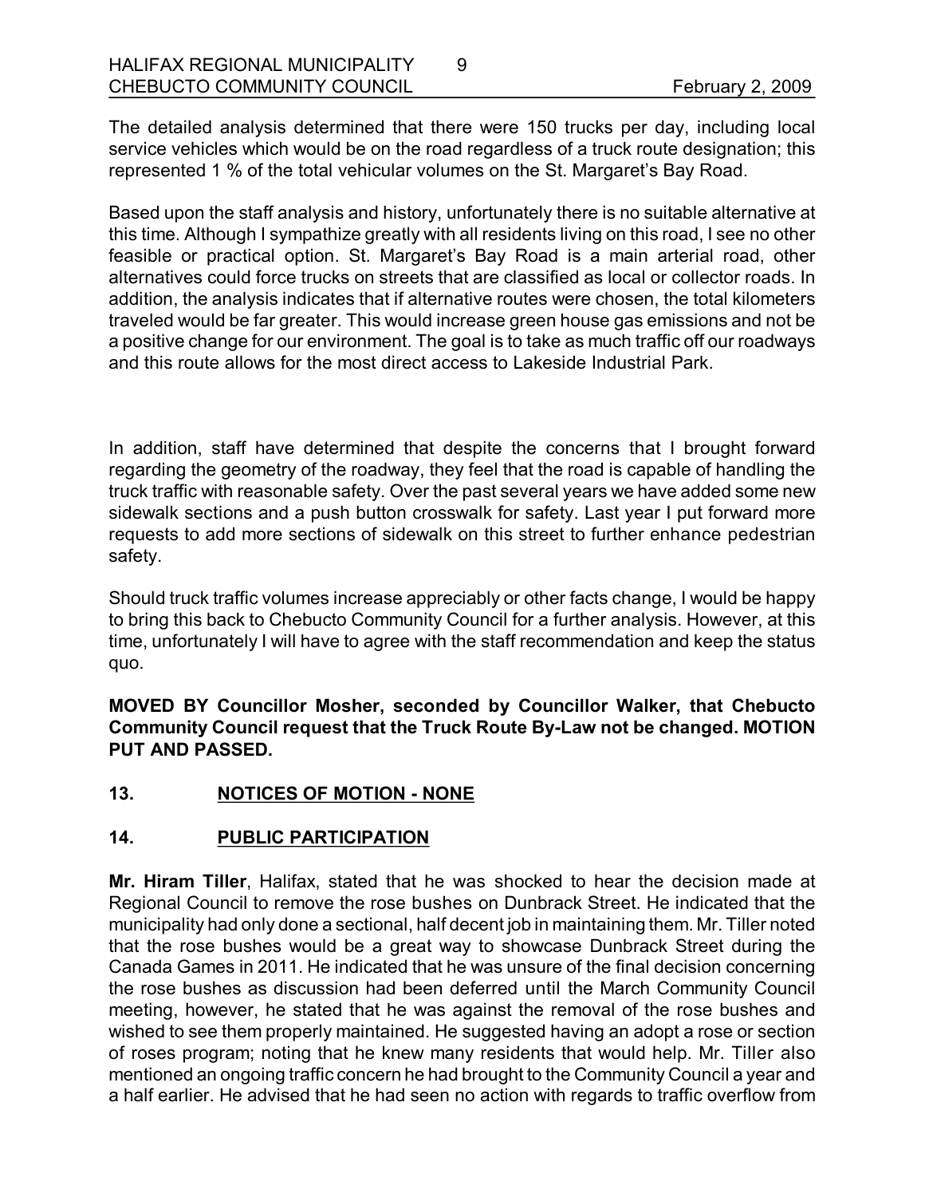The detailed analysis determined that there were 150 trucks per day, including local service vehicles which would be on the road regardless of a truck route designation; this represented 1 % of the total vehicular volumes on the St. Margaret's Bay Road.

Based upon the staff analysis and history, unfortunately there is no suitable alternative at this time. Although I sympathize greatly with all residents living on this road, I see no other feasible or practical option. St. Margaret's Bay Road is a main arterial road, other alternatives could force trucks on streets that are classified as local or collector roads. In addition, the analysis indicates that if alternative routes were chosen, the total kilometers traveled would be far greater. This would increase green house gas emissions and not be a positive change for our environment. The goal is to take as much traffic off our roadways and this route allows for the most direct access to Lakeside Industrial Park.

In addition, staff have determined that despite the concerns that I brought forward regarding the geometry of the roadway, they feel that the road is capable of handling the truck traffic with reasonable safety. Over the past several years we have added some new sidewalk sections and a push button crosswalk for safety. Last year I put forward more requests to add more sections of sidewalk on this street to further enhance pedestrian safety.

Should truck traffic volumes increase appreciably or other facts change, I would be happy to bring this back to Chebucto Community Council for a further analysis. However, at this time, unfortunately I will have to agree with the staff recommendation and keep the status quo.

**MOVED BY Councillor Mosher, seconded by Councillor Walker, that Chebucto Community Council request that the Truck Route By-Law not be changed. MOTION PUT AND PASSED.**

## 13. NOTICES OF MOTION - NONE

## 14. PUBLIC PARTICIPATION

**Mr. Hiram Tiller**, Halifax, stated that he was shocked to hear the decision made at Regional Council to remove the rose bushes on Dunbrack Street. He indicated that the municipality had only done a sectional, half decent job in maintaining them. Mr. Tiller noted that the rose bushes would be a great way to showcase Dunbrack Street during the Canada Games in 2011. He indicated that he was unsure of the final decision concerning the rose bushes as discussion had been deferred until the March Community Council meeting, however, he stated that he was against the removal of the rose bushes and wished to see them properly maintained. He suggested having an adopt a rose or section of roses program; noting that he knew many residents that would help. Mr. Tiller also mentioned an ongoing traffic concern he had brought to the Community Council a year and a half earlier. He advised that he had seen no action with regards to traffic overflow from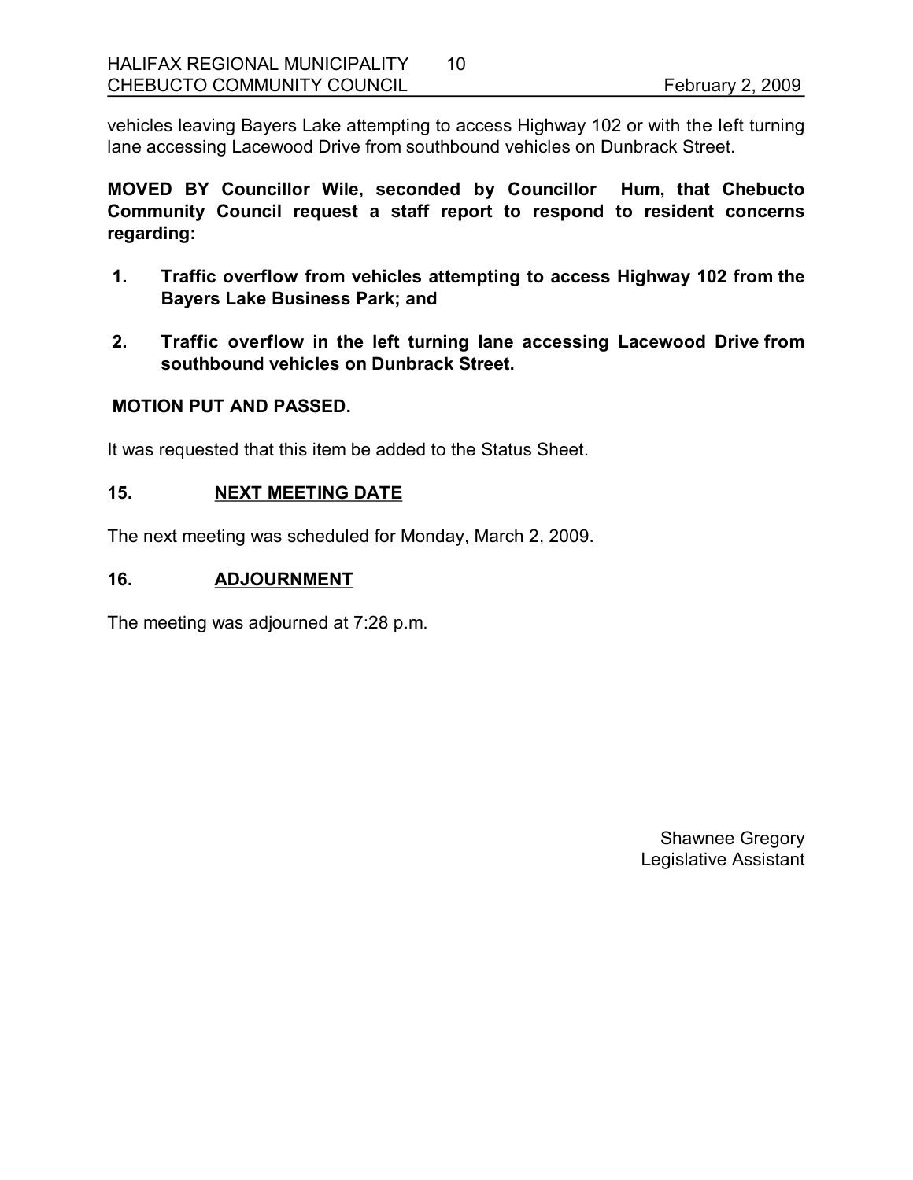vehicles leaving Bayers Lake attempting to access Highway 102 or with the left turning lane accessing Lacewood Drive from southbound vehicles on Dunbrack Street.

**MOVED BY Councillor Wile, seconded by Councillor Hum, that Chebucto Community Council request a staff report to respond to resident concerns regarding:**

1. **Traffic overflow from vehicles attempting to access Highway 102 from the Bayers Lake Business Park; and**

2. **Traffic overflow in the left turning lane accessing Lacewood Drive from southbound vehicles on Dunbrack Street.**

**MOTION PUT AND PASSED.**

It was requested that this item be added to the Status Sheet.

## 15. NEXT MEETING DATE

The next meeting was scheduled for Monday, March 2, 2009.

## 16. ADJOURNMENT

The meeting was adjourned at 7:28 p.m.

Shawnee Gregory
Legislative Assistant